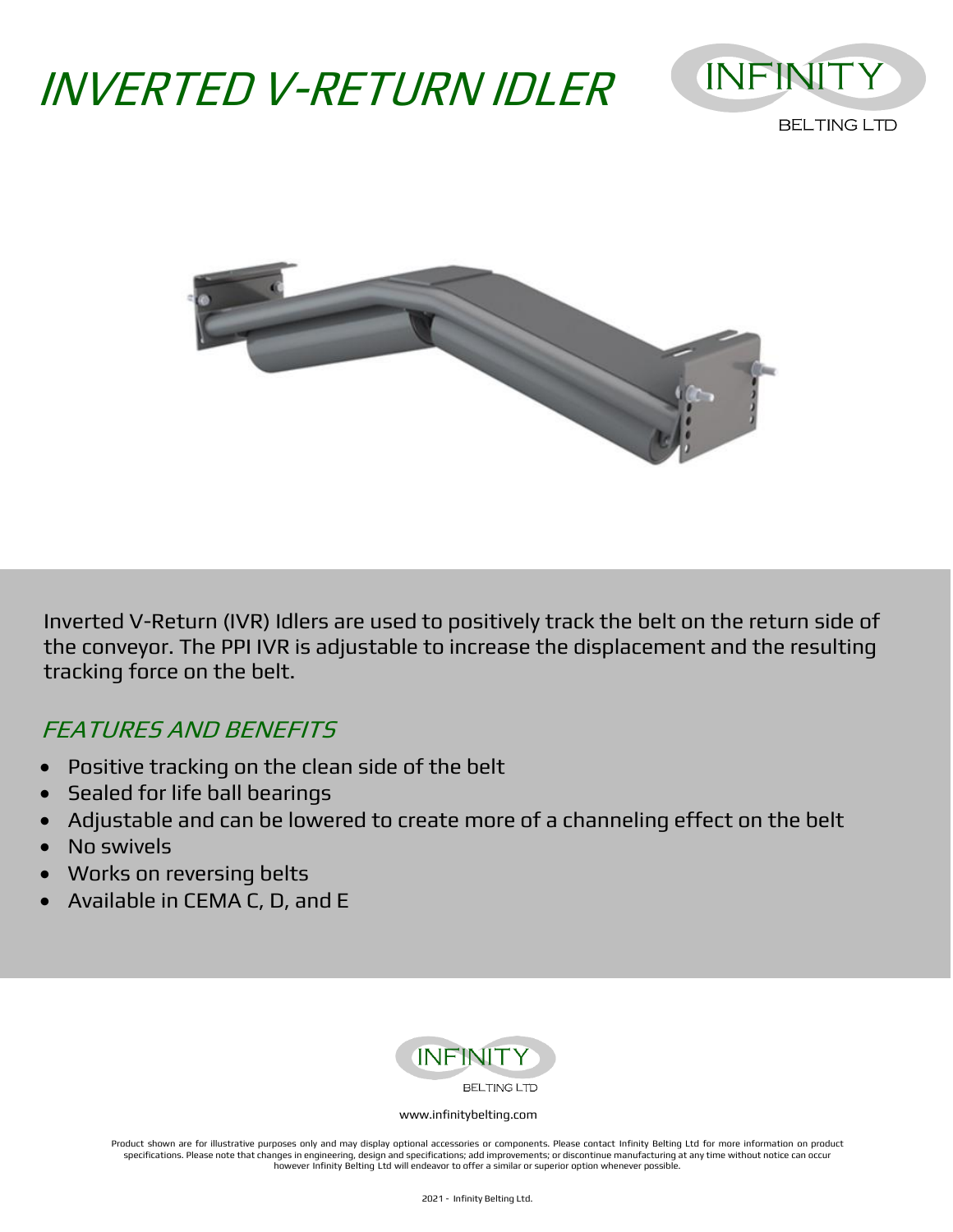# INVERTED V-RETURN IDLER

Inverted V-Return (IVR) Idlers are used to positively track the belt on the return side of the conveyor. The PPI IVR is adjustable to increase the displacement and the resulting tracking force on the belt.

## FEATURES AND BENEFITS

- Positive tracking on the clean side of the belt
- Sealed for life ball bearings
- Adjustable and can be lowered to create more of a channeling effect on the belt
- No swivels
- Works on reversing belts
- Available in CEMA C, D, and E

www.infinitybelting.com

Product shown are for illustrative purposes only and may display optional accessories or components. Please contact Infinity Belting Ltd for more information on product specifications. Please note that changes in engineering, design and specifications; add improvements; or discontinue manufacturing at any time without notice can occur however Infinity Belting Ltd will endeavor to offer a similar or superior option whenever possible.

2021 - Infinity Belting Ltd.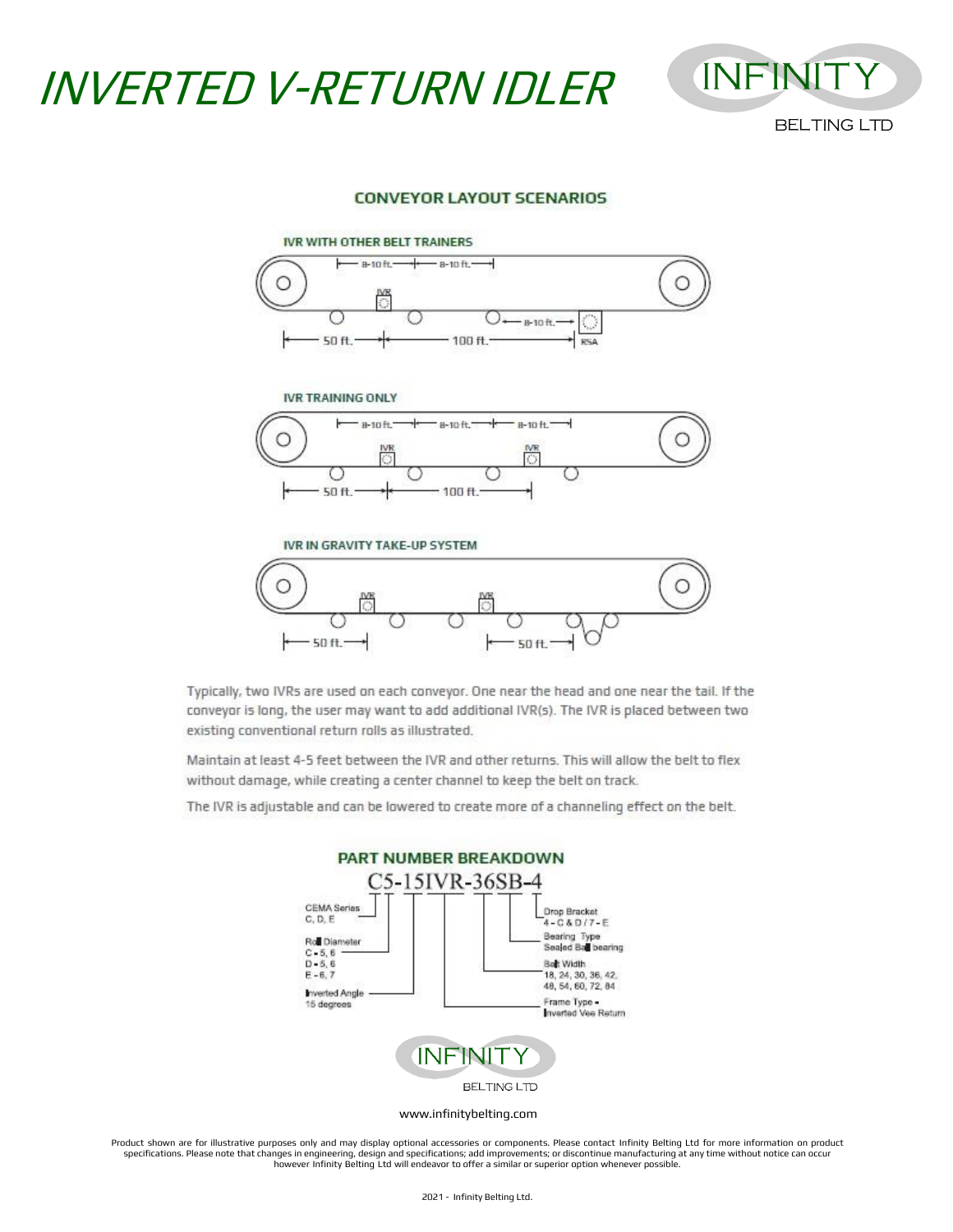# INVERTED V-RETURN IDLER

INFINITY

BELTING LTD

## CONVEYOR LAYOUT SCENARIOS

### IVR WITH OTHER BELT TRAINERS

8-10 ft.
8-10 ft.
IVR
8-10 ft.
RSA
50 ft.
100 ft.

### IVR TRAINING ONLY

8-10 ft.
8-10 ft.
8-10 ft.
IVR
IVR
50 ft.
100 ft.

### IVR IN GRAVITY TAKE-UP SYSTEM

IVR
IVR
50 ft.
50 ft.

Typically, two IVRs are used on each conveyor. One near the head and one near the tail. If the conveyor is long, the user may want to add additional IVR(s). The IVR is placed between two existing conventional return rolls as illustrated.

Maintain at least 4-5 feet between the IVR and other returns. This will allow the belt to flex without damage, while creating a center channel to keep the belt on track.

The IVR is adjustable and can be lowered to create more of a channeling effect on the belt.

## PART NUMBER BREAKDOWN

C5-15IVR-36SB-4

CEMA Series
C, D, E

Roll Diameter
C - 5, 6
D - 5, 6
E - 6, 7

Inverted Angle
15 degrees

Drop Bracket
4 - C & D / 7 - E

Bearing Type
Sealed Ball bearing

Belt Width
18, 24, 30, 36, 42, 48, 54, 60, 72, 84

Frame Type -
Inverted Vee Return

INFINITY

BELTING LTD

www.infinitybelting.com

Product shown are for illustrative purposes only and may display optional accessories or components. Please contact Infinity Belting Ltd for more information on product specifications. Please note that changes in engineering, design and specifications; add improvements; or discontinue manufacturing at any time without notice can occur however Infinity Belting Ltd will endeavor to offer a similar or superior option whenever possible.

2021 - Infinity Belting Ltd.